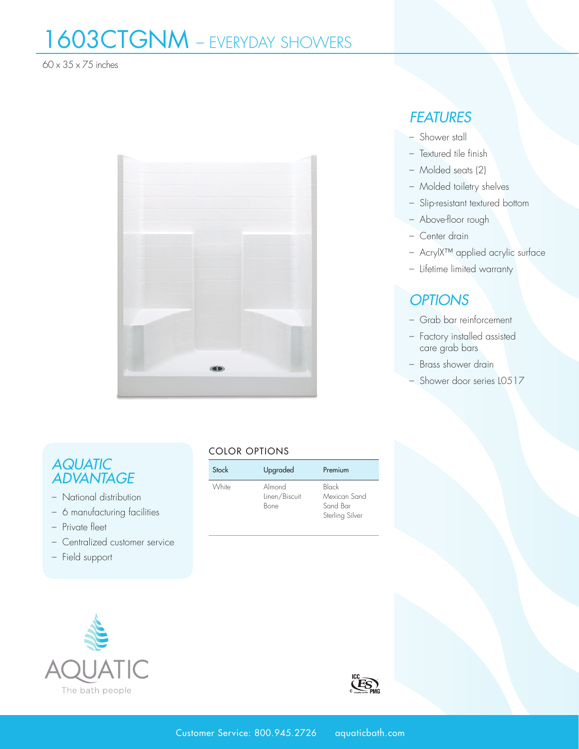# 1603CTGNM – EVERYDAY SHOWERS

60 x 35 x 75 inches

## FEATURES

- Shower stall
- Textured tile finish
- Molded seats (2)
- Molded toiletry shelves
- Slip-resistant textured bottom
- Above-floor rough
- Center drain
- AcrylX™ applied acrylic surface
- Lifetime limited warranty

## OPTIONS

- Grab bar reinforcement
- Factory installed assisted care grab bars
- Brass shower drain
- Shower door series L0517

## AQUATIC ADVANTAGE

- National distribution
- 6 manufacturing facilities
- Private fleet
- Centralized customer service
- Field support

## COLOR OPTIONS

| Stock | Upgraded | Premium |
|---|---|---|
| White | Almond<br>Linen/Biscuit<br>Bone | Black<br>Mexican Sand<br>Sand Bar<br>Sterling Silver |

AQUATIC

The bath people

Customer Service: 800.945.2726 aquaticbath.com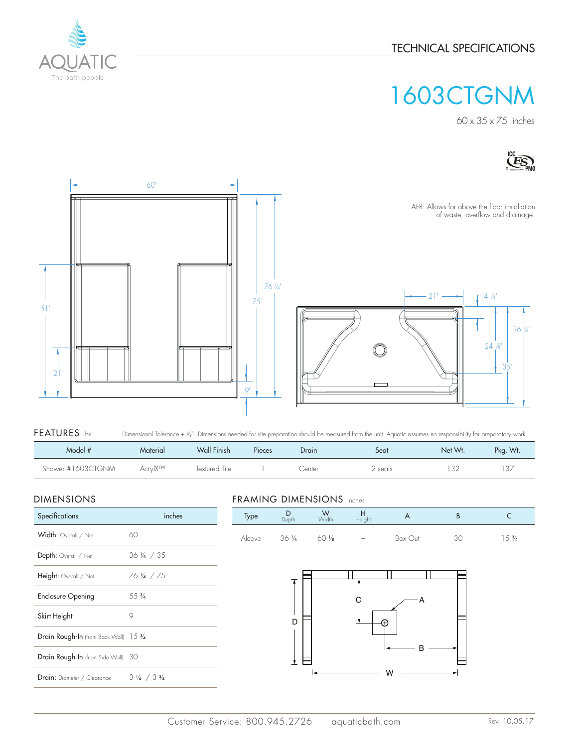AQUATIC
The bath people

TECHNICAL SPECIFICATIONS

# 1603CTGNM

60 x 35 x 75 inches

60"
76 ¼"
75"
51"
21"
9"

AFR: Allows for above the floor installation of waste, overflow and drainage.

21"
4 ¼"
36 ¼"
24 ⅛"
35"

## FEATURES lbs

Dimensional Tolerance ± ⅜". Dimensions needed for site preparation should be measured from the unit. Aquatic assumes no responsibility for preparatory work.

| Model # | Material | Wall Finish | Pieces | Drain | Seat | Net Wt. | Pkg. Wt. |
|---|---|---|---|---|---|---|---|
| Shower #1603CTGNM | AcrylX™ | Textured Tile | 1 | Center | 2 seats | 132 | 137 |

## DIMENSIONS

| Specifications | inches |
|---|---|
| Width: Overall / Net | 60 |
| Depth: Overall / Net | 36 ¼ / 35 |
| Height: Overall / Net | 76 ¼ / 75 |
| Enclosure Opening | 55 ¾ |
| Skirt Height | 9 |
| Drain Rough-In (from Back Wall) | 15 ¾ |
| Drain Rough-In (from Side Wall) | 30 |
| Drain: Diameter / Clearance | 3 ¼ / 3 ¾ |

## FRAMING DIMENSIONS inches

| Type | D Depth | W Width | H Height | A | B | C |
|---|---|---|---|---|---|---|
| Alcove | 36 ¼ | 60 ⅛ | – | Box Out | 30 | 15 ¾ |

C
A
D
B
W

Customer Service: 800.945.2726 aquaticbath.com

Rev. 10.05.17